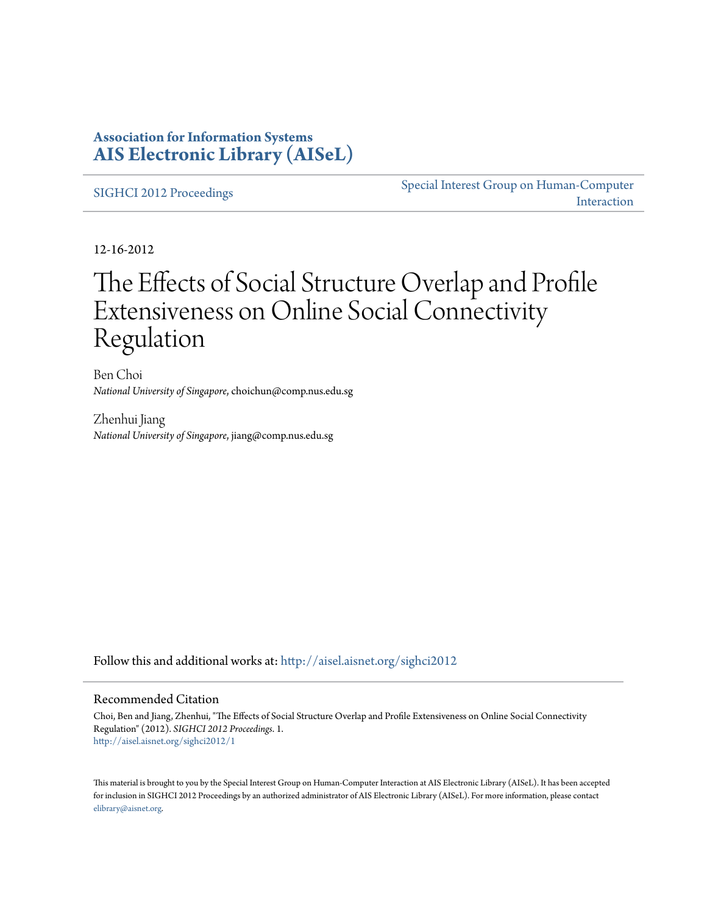**Association for Information Systems**
**AIS Electronic Library (AISeL)**

SIGHCI 2012 Proceedings

Special Interest Group on Human-Computer Interaction

12-16-2012

# The Effects of Social Structure Overlap and Profile Extensiveness on Online Social Connectivity Regulation

Ben Choi
*National University of Singapore*, choichun@comp.nus.edu.sg

Zhenhui Jiang
*National University of Singapore*, jiang@comp.nus.edu.sg

Follow this and additional works at: http://aisel.aisnet.org/sighci2012

## Recommended Citation

Choi, Ben and Jiang, Zhenhui, "The Effects of Social Structure Overlap and Profile Extensiveness on Online Social Connectivity Regulation" (2012). *SIGHCI 2012 Proceedings*. 1.
http://aisel.aisnet.org/sighci2012/1

This material is brought to you by the Special Interest Group on Human-Computer Interaction at AIS Electronic Library (AISeL). It has been accepted for inclusion in SIGHCI 2012 Proceedings by an authorized administrator of AIS Electronic Library (AISeL). For more information, please contact elibrary@aisnet.org.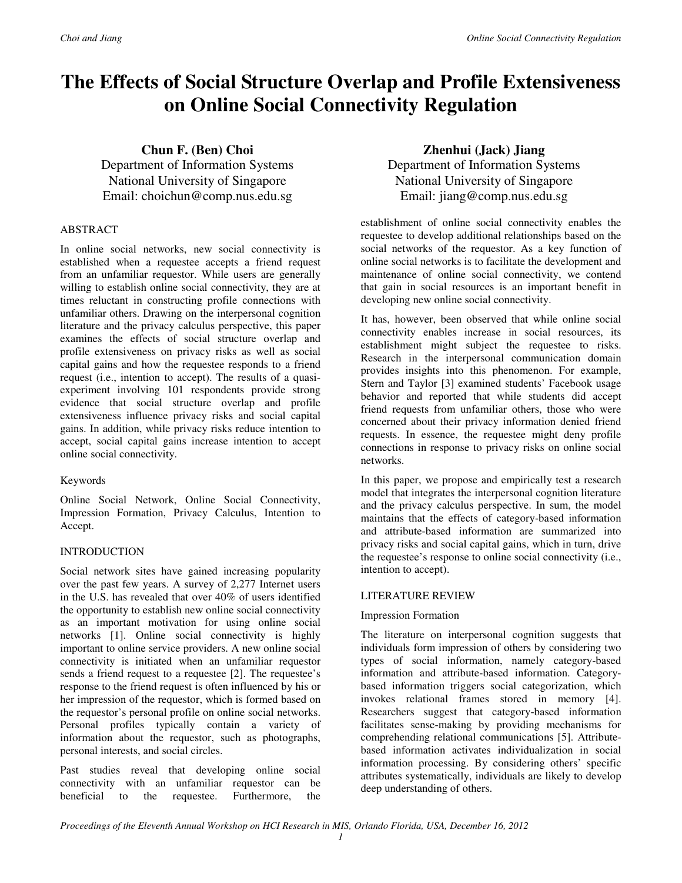# The Effects of Social Structure Overlap and Profile Extensiveness on Online Social Connectivity Regulation

**Chun F. (Ben) Choi**
Department of Information Systems
National University of Singapore
Email: choichun@comp.nus.edu.sg

**Zhenhui (Jack) Jiang**
Department of Information Systems
National University of Singapore
Email: jiang@comp.nus.edu.sg

## ABSTRACT

In online social networks, new social connectivity is established when a requestee accepts a friend request from an unfamiliar requestor. While users are generally willing to establish online social connectivity, they are at times reluctant in constructing profile connections with unfamiliar others. Drawing on the interpersonal cognition literature and the privacy calculus perspective, this paper examines the effects of social structure overlap and profile extensiveness on privacy risks as well as social capital gains and how the requestee responds to a friend request (i.e., intention to accept). The results of a quasi-experiment involving 101 respondents provide strong evidence that social structure overlap and profile extensiveness influence privacy risks and social capital gains. In addition, while privacy risks reduce intention to accept, social capital gains increase intention to accept online social connectivity.

### Keywords

Online Social Network, Online Social Connectivity, Impression Formation, Privacy Calculus, Intention to Accept.

## INTRODUCTION

Social network sites have gained increasing popularity over the past few years. A survey of 2,277 Internet users in the U.S. has revealed that over 40% of users identified the opportunity to establish new online social connectivity as an important motivation for using online social networks [1]. Online social connectivity is highly important to online service providers. A new online social connectivity is initiated when an unfamiliar requestor sends a friend request to a requestee [2]. The requestee's response to the friend request is often influenced by his or her impression of the requestor, which is formed based on the requestor's personal profile on online social networks. Personal profiles typically contain a variety of information about the requestor, such as photographs, personal interests, and social circles.

Past studies reveal that developing online social connectivity with an unfamiliar requestor can be beneficial to the requestee. Furthermore, the establishment of online social connectivity enables the requestee to develop additional relationships based on the social networks of the requestor. As a key function of online social networks is to facilitate the development and maintenance of online social connectivity, we contend that gain in social resources is an important benefit in developing new online social connectivity.

It has, however, been observed that while online social connectivity enables increase in social resources, its establishment might subject the requestee to risks. Research in the interpersonal communication domain provides insights into this phenomenon. For example, Stern and Taylor [3] examined students' Facebook usage behavior and reported that while students did accept friend requests from unfamiliar others, those who were concerned about their privacy information denied friend requests. In essence, the requestee might deny profile connections in response to privacy risks on online social networks.

In this paper, we propose and empirically test a research model that integrates the interpersonal cognition literature and the privacy calculus perspective. In sum, the model maintains that the effects of category-based information and attribute-based information are summarized into privacy risks and social capital gains, which in turn, drive the requestee's response to online social connectivity (i.e., intention to accept).

## LITERATURE REVIEW

### Impression Formation

The literature on interpersonal cognition suggests that individuals form impression of others by considering two types of social information, namely category-based information and attribute-based information. Category-based information triggers social categorization, which invokes relational frames stored in memory [4]. Researchers suggest that category-based information facilitates sense-making by providing mechanisms for comprehending relational communications [5]. Attribute-based information activates individualization in social information processing. By considering others' specific attributes systematically, individuals are likely to develop deep understanding of others.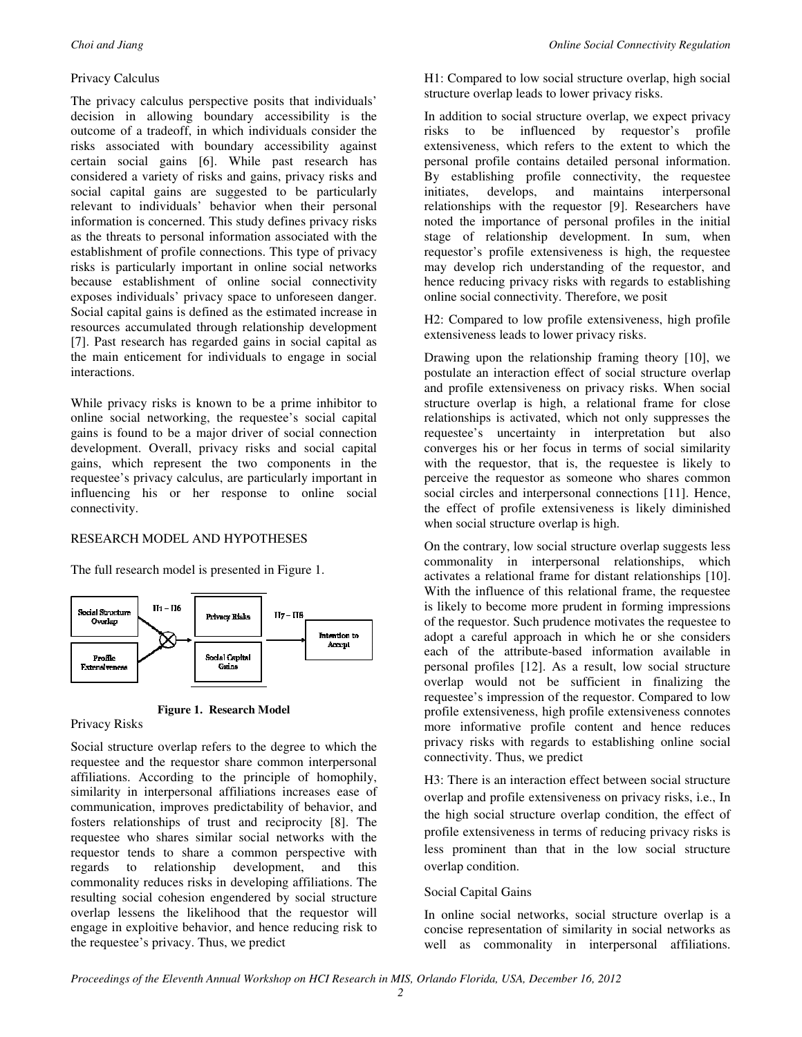## Privacy Calculus

The privacy calculus perspective posits that individuals' decision in allowing boundary accessibility is the outcome of a tradeoff, in which individuals consider the risks associated with boundary accessibility against certain social gains [6]. While past research has considered a variety of risks and gains, privacy risks and social capital gains are suggested to be particularly relevant to individuals' behavior when their personal information is concerned. This study defines privacy risks as the threats to personal information associated with the establishment of profile connections. This type of privacy risks is particularly important in online social networks because establishment of online social connectivity exposes individuals' privacy space to unforeseen danger. Social capital gains is defined as the estimated increase in resources accumulated through relationship development [7]. Past research has regarded gains in social capital as the main enticement for individuals to engage in social interactions.

While privacy risks is known to be a prime inhibitor to online social networking, the requestee's social capital gains is found to be a major driver of social connection development. Overall, privacy risks and social capital gains, which represent the two components in the requestee's privacy calculus, are particularly important in influencing his or her response to online social connectivity.

# RESEARCH MODEL AND HYPOTHESES

The full research model is presented in Figure 1.

**Figure 1. Research Model**

## Privacy Risks

Social structure overlap refers to the degree to which the requestee and the requestor share common interpersonal affiliations. According to the principle of homophily, similarity in interpersonal affiliations increases ease of communication, improves predictability of behavior, and fosters relationships of trust and reciprocity [8]. The requestee who shares similar social networks with the requestor tends to share a common perspective with regards to relationship development, and this commonality reduces risks in developing affiliations. The resulting social cohesion engendered by social structure overlap lessens the likelihood that the requestor will engage in exploitive behavior, and hence reducing risk to the requestee's privacy. Thus, we predict

H1: Compared to low social structure overlap, high social structure overlap leads to lower privacy risks.

In addition to social structure overlap, we expect privacy risks to be influenced by requestor's profile extensiveness, which refers to the extent to which the personal profile contains detailed personal information. By establishing profile connectivity, the requestee initiates, develops, and maintains interpersonal relationships with the requestor [9]. Researchers have noted the importance of personal profiles in the initial stage of relationship development. In sum, when requestor's profile extensiveness is high, the requestee may develop rich understanding of the requestor, and hence reducing privacy risks with regards to establishing online social connectivity. Therefore, we posit

H2: Compared to low profile extensiveness, high profile extensiveness leads to lower privacy risks.

Drawing upon the relationship framing theory [10], we postulate an interaction effect of social structure overlap and profile extensiveness on privacy risks. When social structure overlap is high, a relational frame for close relationships is activated, which not only suppresses the requestee's uncertainty in interpretation but also converges his or her focus in terms of social similarity with the requestor, that is, the requestee is likely to perceive the requestor as someone who shares common social circles and interpersonal connections [11]. Hence, the effect of profile extensiveness is likely diminished when social structure overlap is high.

On the contrary, low social structure overlap suggests less commonality in interpersonal relationships, which activates a relational frame for distant relationships [10]. With the influence of this relational frame, the requestee is likely to become more prudent in forming impressions of the requestor. Such prudence motivates the requestee to adopt a careful approach in which he or she considers each of the attribute-based information available in personal profiles [12]. As a result, low social structure overlap would not be sufficient in finalizing the requestee's impression of the requestor. Compared to low profile extensiveness, high profile extensiveness connotes more informative profile content and hence reduces privacy risks with regards to establishing online social connectivity. Thus, we predict

H3: There is an interaction effect between social structure overlap and profile extensiveness on privacy risks, i.e., In the high social structure overlap condition, the effect of profile extensiveness in terms of reducing privacy risks is less prominent than that in the low social structure overlap condition.

## Social Capital Gains

In online social networks, social structure overlap is a concise representation of similarity in social networks as well as commonality in interpersonal affiliations.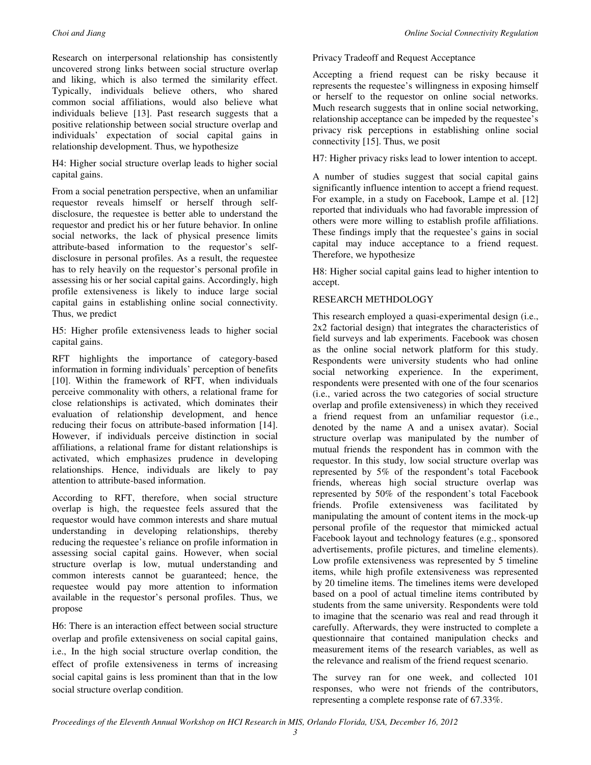Research on interpersonal relationship has consistently uncovered strong links between social structure overlap and liking, which is also termed the similarity effect. Typically, individuals believe others, who shared common social affiliations, would also believe what individuals believe [13]. Past research suggests that a positive relationship between social structure overlap and individuals' expectation of social capital gains in relationship development. Thus, we hypothesize

H4: Higher social structure overlap leads to higher social capital gains.

From a social penetration perspective, when an unfamiliar requestor reveals himself or herself through self-disclosure, the requestee is better able to understand the requestor and predict his or her future behavior. In online social networks, the lack of physical presence limits attribute-based information to the requestor's self-disclosure in personal profiles. As a result, the requestee has to rely heavily on the requestor's personal profile in assessing his or her social capital gains. Accordingly, high profile extensiveness is likely to induce large social capital gains in establishing online social connectivity. Thus, we predict

H5: Higher profile extensiveness leads to higher social capital gains.

RFT highlights the importance of category-based information in forming individuals' perception of benefits [10]. Within the framework of RFT, when individuals perceive commonality with others, a relational frame for close relationships is activated, which dominates their evaluation of relationship development, and hence reducing their focus on attribute-based information [14]. However, if individuals perceive distinction in social affiliations, a relational frame for distant relationships is activated, which emphasizes prudence in developing relationships. Hence, individuals are likely to pay attention to attribute-based information.

According to RFT, therefore, when social structure overlap is high, the requestee feels assured that the requestor would have common interests and share mutual understanding in developing relationships, thereby reducing the requestee's reliance on profile information in assessing social capital gains. However, when social structure overlap is low, mutual understanding and common interests cannot be guaranteed; hence, the requestee would pay more attention to information available in the requestor's personal profiles. Thus, we propose

H6: There is an interaction effect between social structure overlap and profile extensiveness on social capital gains, i.e., In the high social structure overlap condition, the effect of profile extensiveness in terms of increasing social capital gains is less prominent than that in the low social structure overlap condition.

Privacy Tradeoff and Request Acceptance

Accepting a friend request can be risky because it represents the requestee's willingness in exposing himself or herself to the requestor on online social networks. Much research suggests that in online social networking, relationship acceptance can be impeded by the requestee's privacy risk perceptions in establishing online social connectivity [15]. Thus, we posit

H7: Higher privacy risks lead to lower intention to accept.

A number of studies suggest that social capital gains significantly influence intention to accept a friend request. For example, in a study on Facebook, Lampe et al. [12] reported that individuals who had favorable impression of others were more willing to establish profile affiliations. These findings imply that the requestee's gains in social capital may induce acceptance to a friend request. Therefore, we hypothesize

H8: Higher social capital gains lead to higher intention to accept.

## RESEARCH METHDOLOGY

This research employed a quasi-experimental design (i.e., 2x2 factorial design) that integrates the characteristics of field surveys and lab experiments. Facebook was chosen as the online social network platform for this study. Respondents were university students who had online social networking experience. In the experiment, respondents were presented with one of the four scenarios (i.e., varied across the two categories of social structure overlap and profile extensiveness) in which they received a friend request from an unfamiliar requestor (i.e., denoted by the name A and a unisex avatar). Social structure overlap was manipulated by the number of mutual friends the respondent has in common with the requestor. In this study, low social structure overlap was represented by 5% of the respondent's total Facebook friends, whereas high social structure overlap was represented by 50% of the respondent's total Facebook friends. Profile extensiveness was facilitated by manipulating the amount of content items in the mock-up personal profile of the requestor that mimicked actual Facebook layout and technology features (e.g., sponsored advertisements, profile pictures, and timeline elements). Low profile extensiveness was represented by 5 timeline items, while high profile extensiveness was represented by 20 timeline items. The timelines items were developed based on a pool of actual timeline items contributed by students from the same university. Respondents were told to imagine that the scenario was real and read through it carefully. Afterwards, they were instructed to complete a questionnaire that contained manipulation checks and measurement items of the research variables, as well as the relevance and realism of the friend request scenario.

The survey ran for one week, and collected 101 responses, who were not friends of the contributors, representing a complete response rate of 67.33%.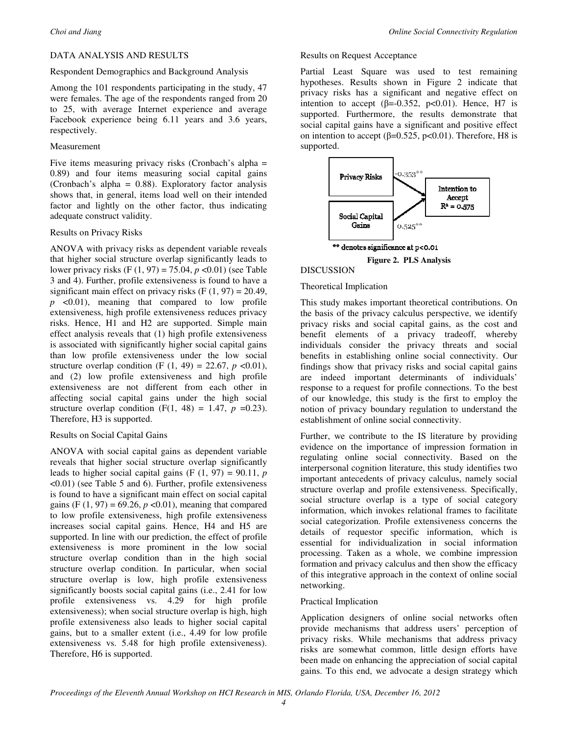## DATA ANALYSIS AND RESULTS

### Respondent Demographics and Background Analysis

Among the 101 respondents participating in the study, 47 were females. The age of the respondents ranged from 20 to 25, with average Internet experience and average Facebook experience being 6.11 years and 3.6 years, respectively.

### Measurement

Five items measuring privacy risks (Cronbach's alpha = 0.89) and four items measuring social capital gains (Cronbach's alpha = 0.88). Exploratory factor analysis shows that, in general, items load well on their intended factor and lightly on the other factor, thus indicating adequate construct validity.

### Results on Privacy Risks

ANOVA with privacy risks as dependent variable reveals that higher social structure overlap significantly leads to lower privacy risks ($F(1, 97) = 75.04$, $p < 0.01$) (see Table 3 and 4). Further, profile extensiveness is found to have a significant main effect on privacy risks ($F(1, 97) = 20.49$, $p < 0.01$), meaning that compared to low profile extensiveness, high profile extensiveness reduces privacy risks. Hence, H1 and H2 are supported. Simple main effect analysis reveals that (1) high profile extensiveness is associated with significantly higher social capital gains than low profile extensiveness under the low social structure overlap condition ($F(1, 49) = 22.67$, $p < 0.01$), and (2) low profile extensiveness and high profile extensiveness are not different from each other in affecting social capital gains under the high social structure overlap condition ($F(1, 48) = 1.47$, $p = 0.23$). Therefore, H3 is supported.

### Results on Social Capital Gains

ANOVA with social capital gains as dependent variable reveals that higher social structure overlap significantly leads to higher social capital gains ($F(1, 97) = 90.11$, $p < 0.01$) (see Table 5 and 6). Further, profile extensiveness is found to have a significant main effect on social capital gains ($F(1, 97) = 69.26$, $p < 0.01$), meaning that compared to low profile extensiveness, high profile extensiveness increases social capital gains. Hence, H4 and H5 are supported. In line with our prediction, the effect of profile extensiveness is more prominent in the low social structure overlap condition than in the high social structure overlap condition. In particular, when social structure overlap is low, high profile extensiveness significantly boosts social capital gains (i.e., 2.41 for low profile extensiveness vs. 4.29 for high profile extensiveness); when social structure overlap is high, high profile extensiveness also leads to higher social capital gains, but to a smaller extent (i.e., 4.49 for low profile extensiveness vs. 5.48 for high profile extensiveness). Therefore, H6 is supported.

### Results on Request Acceptance

Partial Least Square was used to test remaining hypotheses. Results shown in Figure 2 indicate that privacy risks has a significant and negative effect on intention to accept ($\beta = -0.352$, $p < 0.01$). Hence, H7 is supported. Furthermore, the results demonstrate that social capital gains have a significant and positive effect on intention to accept ($\beta = 0.525$, $p < 0.01$). Therefore, H8 is supported.

Privacy Risks → Intention to Accept: -0.353**
Social Capital Gains → Intention to Accept: 0.525**
Intention to Accept $R^2 = 0.575$

** denotes significance at $p < 0.01$

**Figure 2. PLS Analysis**

## DISCUSSION

### Theoretical Implication

This study makes important theoretical contributions. On the basis of the privacy calculus perspective, we identify privacy risks and social capital gains, as the cost and benefit elements of a privacy tradeoff, whereby individuals consider the privacy threats and social benefits in establishing online social connectivity. Our findings show that privacy risks and social capital gains are indeed important determinants of individuals' response to a request for profile connections. To the best of our knowledge, this study is the first to employ the notion of privacy boundary regulation to understand the establishment of online social connectivity.

Further, we contribute to the IS literature by providing evidence on the importance of impression formation in regulating online social connectivity. Based on the interpersonal cognition literature, this study identifies two important antecedents of privacy calculus, namely social structure overlap and profile extensiveness. Specifically, social structure overlap is a type of social category information, which invokes relational frames to facilitate social categorization. Profile extensiveness concerns the details of requestor specific information, which is essential for individualization in social information processing. Taken as a whole, we combine impression formation and privacy calculus and then show the efficacy of this integrative approach in the context of online social networking.

### Practical Implication

Application designers of online social networks often provide mechanisms that address users' perception of privacy risks. While mechanisms that address privacy risks are somewhat common, little design efforts have been made on enhancing the appreciation of social capital gains. To this end, we advocate a design strategy which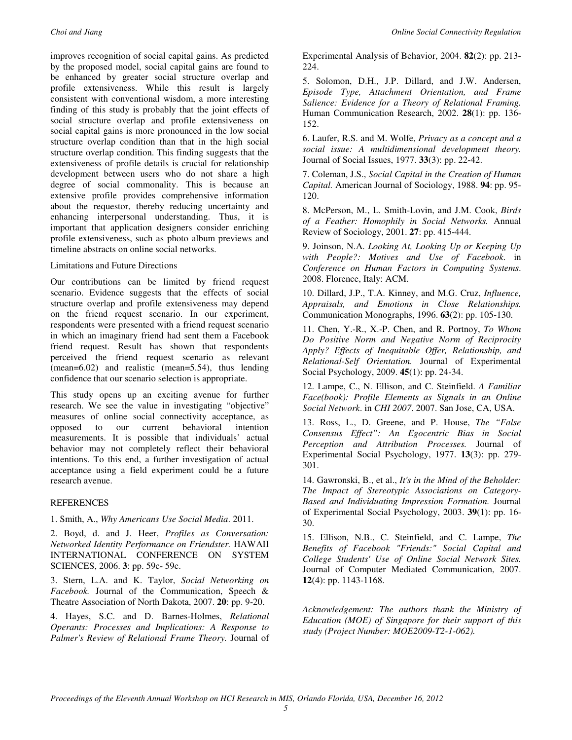improves recognition of social capital gains. As predicted by the proposed model, social capital gains are found to be enhanced by greater social structure overlap and profile extensiveness. While this result is largely consistent with conventional wisdom, a more interesting finding of this study is probably that the joint effects of social structure overlap and profile extensiveness on social capital gains is more pronounced in the low social structure overlap condition than that in the high social structure overlap condition. This finding suggests that the extensiveness of profile details is crucial for relationship development between users who do not share a high degree of social commonality. This is because an extensive profile provides comprehensive information about the requestor, thereby reducing uncertainty and enhancing interpersonal understanding. Thus, it is important that application designers consider enriching profile extensiveness, such as photo album previews and timeline abstracts on online social networks.

### Limitations and Future Directions

Our contributions can be limited by friend request scenario. Evidence suggests that the effects of social structure overlap and profile extensiveness may depend on the friend request scenario. In our experiment, respondents were presented with a friend request scenario in which an imaginary friend had sent them a Facebook friend request. Result has shown that respondents perceived the friend request scenario as relevant (mean=6.02) and realistic (mean=5.54), thus lending confidence that our scenario selection is appropriate.

This study opens up an exciting avenue for further research. We see the value in investigating "objective" measures of online social connectivity acceptance, as opposed to our current behavioral intention measurements. It is possible that individuals' actual behavior may not completely reflect their behavioral intentions. To this end, a further investigation of actual acceptance using a field experiment could be a future research avenue.

## REFERENCES

1. Smith, A., *Why Americans Use Social Media*. 2011.

2. Boyd, d. and J. Heer, *Profiles as Conversation: Networked Identity Performance on Friendster.* HAWAII INTERNATIONAL CONFERENCE ON SYSTEM SCIENCES, 2006. **3**: pp. 59c- 59c.

3. Stern, L.A. and K. Taylor, *Social Networking on Facebook.* Journal of the Communication, Speech & Theatre Association of North Dakota, 2007. **20**: pp. 9-20.

4. Hayes, S.C. and D. Barnes-Holmes, *Relational Operants: Processes and Implications: A Response to Palmer's Review of Relational Frame Theory.* Journal of Experimental Analysis of Behavior, 2004. **82**(2): pp. 213-224.

5. Solomon, D.H., J.P. Dillard, and J.W. Andersen, *Episode Type, Attachment Orientation, and Frame Salience: Evidence for a Theory of Relational Framing.* Human Communication Research, 2002. **28**(1): pp. 136-152.

6. Laufer, R.S. and M. Wolfe, *Privacy as a concept and a social issue: A multidimensional development theory.* Journal of Social Issues, 1977. **33**(3): pp. 22-42.

7. Coleman, J.S., *Social Capital in the Creation of Human Capital.* American Journal of Sociology, 1988. **94**: pp. 95-120.

8. McPerson, M., L. Smith-Lovin, and J.M. Cook, *Birds of a Feather: Homophily in Social Networks.* Annual Review of Sociology, 2001. **27**: pp. 415-444.

9. Joinson, N.A. *Looking At, Looking Up or Keeping Up with People?: Motives and Use of Facebook*. in *Conference on Human Factors in Computing Systems*. 2008. Florence, Italy: ACM.

10. Dillard, J.P., T.A. Kinney, and M.G. Cruz, *Influence, Appraisals, and Emotions in Close Relationships.* Communication Monographs, 1996. **63**(2): pp. 105-130.

11. Chen, Y.-R., X.-P. Chen, and R. Portnoy, *To Whom Do Positive Norm and Negative Norm of Reciprocity Apply? Effects of Inequitable Offer, Relationship, and Relational-Self Orientation.* Journal of Experimental Social Psychology, 2009. **45**(1): pp. 24-34.

12. Lampe, C., N. Ellison, and C. Steinfield. *A Familiar Face(book): Profile Elements as Signals in an Online Social Network*. in *CHI 2007*. 2007. San Jose, CA, USA.

13. Ross, L., D. Greene, and P. House, *The "False Consensus Effect": An Egocentric Bias in Social Perception and Attribution Processes.* Journal of Experimental Social Psychology, 1977. **13**(3): pp. 279-301.

14. Gawronski, B., et al., *It's in the Mind of the Beholder: The Impact of Stereotypic Associations on Category-Based and Individuating Impression Formation.* Journal of Experimental Social Psychology, 2003. **39**(1): pp. 16-30.

15. Ellison, N.B., C. Steinfield, and C. Lampe, *The Benefits of Facebook "Friends:" Social Capital and College Students' Use of Online Social Network Sites.* Journal of Computer Mediated Communication, 2007. **12**(4): pp. 1143-1168.

*Acknowledgement: The authors thank the Ministry of Education (MOE) of Singapore for their support of this study (Project Number: MOE2009-T2-1-062).*